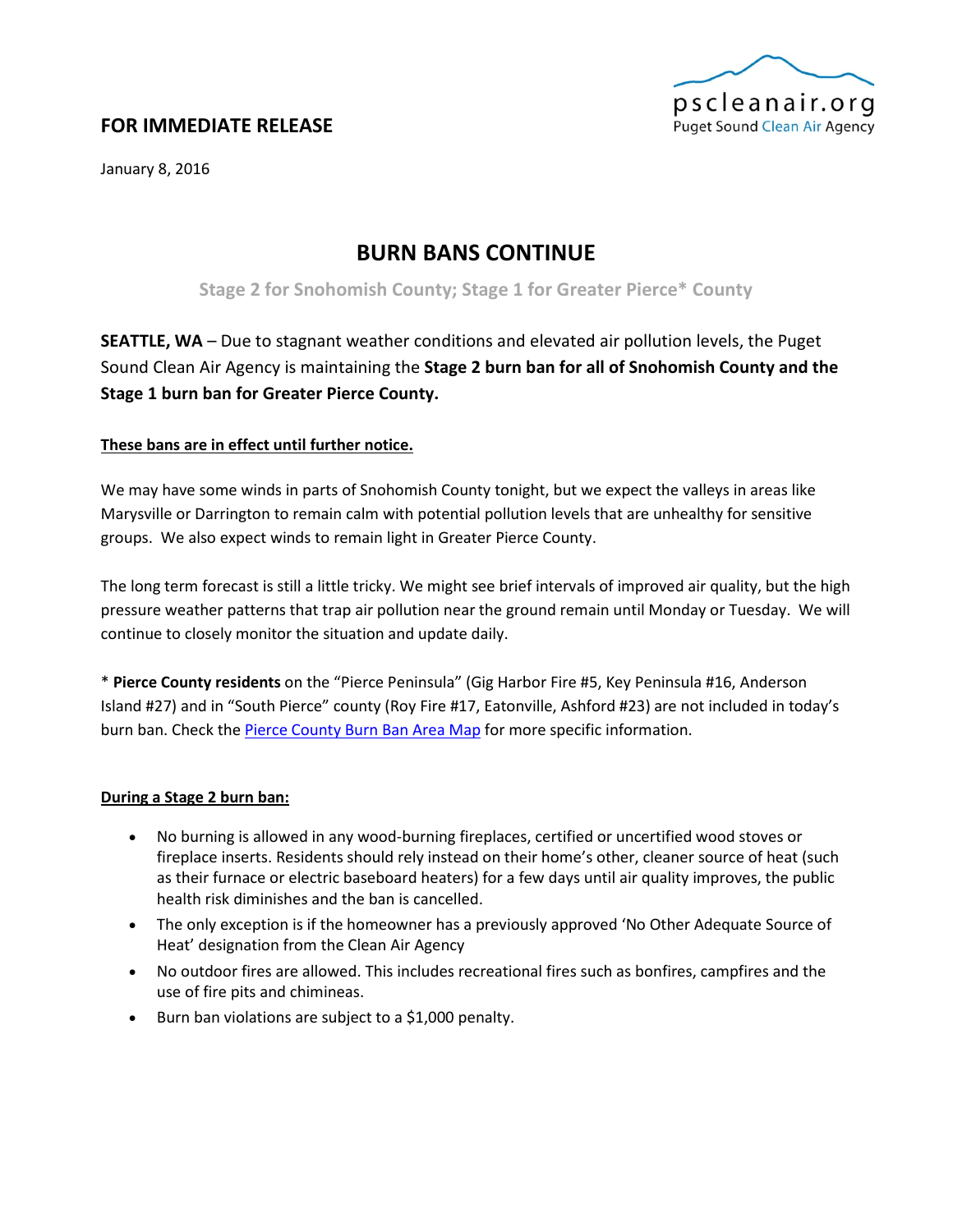pscleanair.org
Puget Sound Clean Air Agency

**FOR IMMEDIATE RELEASE**

January 8, 2016

# BURN BANS CONTINUE

## Stage 2 for Snohomish County; Stage 1 for Greater Pierce* County

**SEATTLE, WA** – Due to stagnant weather conditions and elevated air pollution levels, the Puget Sound Clean Air Agency is maintaining the **Stage 2 burn ban for all of Snohomish County and the Stage 1 burn ban for Greater Pierce County.**

**These bans are in effect until further notice.**

We may have some winds in parts of Snohomish County tonight, but we expect the valleys in areas like Marysville or Darrington to remain calm with potential pollution levels that are unhealthy for sensitive groups. We also expect winds to remain light in Greater Pierce County.

The long term forecast is still a little tricky. We might see brief intervals of improved air quality, but the high pressure weather patterns that trap air pollution near the ground remain until Monday or Tuesday. We will continue to closely monitor the situation and update daily.

* **Pierce County residents** on the "Pierce Peninsula" (Gig Harbor Fire #5, Key Peninsula #16, Anderson Island #27) and in "South Pierce" county (Roy Fire #17, Eatonville, Ashford #23) are not included in today's burn ban. Check the Pierce County Burn Ban Area Map for more specific information.

**During a Stage 2 burn ban:**

- No burning is allowed in any wood-burning fireplaces, certified or uncertified wood stoves or fireplace inserts. Residents should rely instead on their home's other, cleaner source of heat (such as their furnace or electric baseboard heaters) for a few days until air quality improves, the public health risk diminishes and the ban is cancelled.
- The only exception is if the homeowner has a previously approved 'No Other Adequate Source of Heat' designation from the Clean Air Agency
- No outdoor fires are allowed. This includes recreational fires such as bonfires, campfires and the use of fire pits and chimineas.
- Burn ban violations are subject to a $1,000 penalty.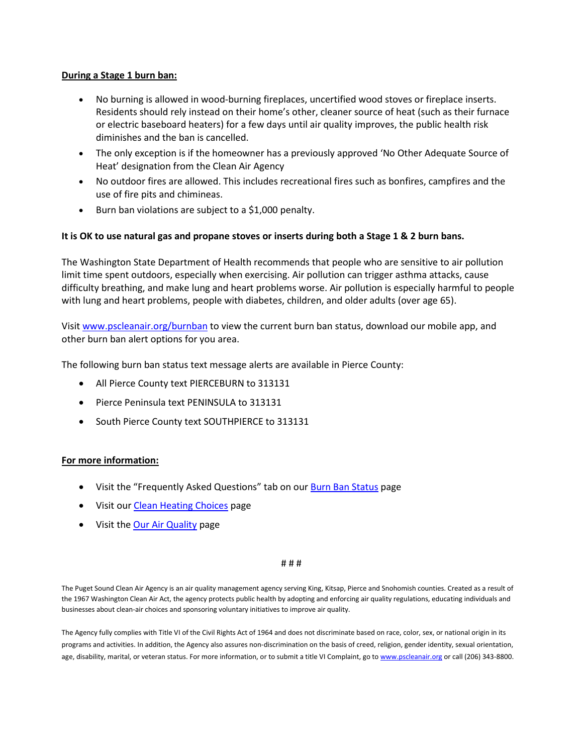**During a Stage 1 burn ban:**

- No burning is allowed in wood-burning fireplaces, uncertified wood stoves or fireplace inserts. Residents should rely instead on their home's other, cleaner source of heat (such as their furnace or electric baseboard heaters) for a few days until air quality improves, the public health risk diminishes and the ban is cancelled.
- The only exception is if the homeowner has a previously approved 'No Other Adequate Source of Heat' designation from the Clean Air Agency
- No outdoor fires are allowed. This includes recreational fires such as bonfires, campfires and the use of fire pits and chimineas.
- Burn ban violations are subject to a $1,000 penalty.

**It is OK to use natural gas and propane stoves or inserts during both a Stage 1 & 2 burn bans.**

The Washington State Department of Health recommends that people who are sensitive to air pollution limit time spent outdoors, especially when exercising. Air pollution can trigger asthma attacks, cause difficulty breathing, and make lung and heart problems worse. Air pollution is especially harmful to people with lung and heart problems, people with diabetes, children, and older adults (over age 65).

Visit [www.pscleanair.org/burnban](www.pscleanair.org/burnban) to view the current burn ban status, download our mobile app, and other burn ban alert options for you area.

The following burn ban status text message alerts are available in Pierce County:

- All Pierce County text PIERCEBURN to 313131
- Pierce Peninsula text PENINSULA to 313131
- South Pierce County text SOUTHPIERCE to 313131

**For more information:**

- Visit the "Frequently Asked Questions" tab on our Burn Ban Status page
- Visit our Clean Heating Choices page
- Visit the Our Air Quality page

# # #

The Puget Sound Clean Air Agency is an air quality management agency serving King, Kitsap, Pierce and Snohomish counties. Created as a result of the 1967 Washington Clean Air Act, the agency protects public health by adopting and enforcing air quality regulations, educating individuals and businesses about clean-air choices and sponsoring voluntary initiatives to improve air quality.

The Agency fully complies with Title VI of the Civil Rights Act of 1964 and does not discriminate based on race, color, sex, or national origin in its programs and activities. In addition, the Agency also assures non-discrimination on the basis of creed, religion, gender identity, sexual orientation, age, disability, marital, or veteran status. For more information, or to submit a title VI Complaint, go to [www.pscleanair.org](www.pscleanair.org) or call (206) 343-8800.